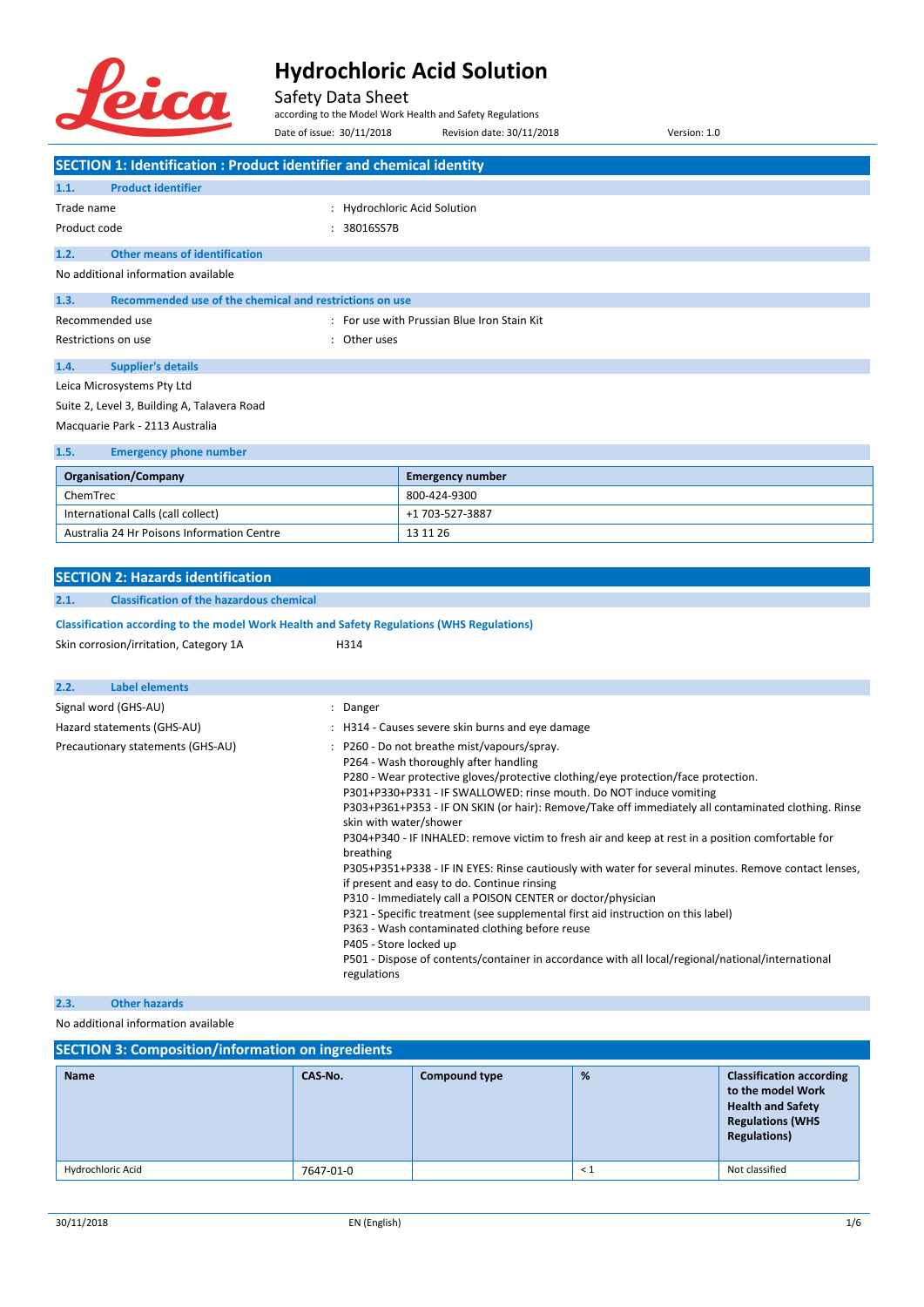# Hydrochloric Acid Solution

Safety Data Sheet

according to the Model Work Health and Safety Regulations

Date of issue: 30/11/2018 Revision date: 30/11/2018 Version: 1.0

## SECTION 1: Identification : Product identifier and chemical identity

### 1.1. Product identifier

Trade name : Hydrochloric Acid Solution

Product code : 38016SS7B

### 1.2. Other means of identification

No additional information available

### 1.3. Recommended use of the chemical and restrictions on use

Recommended use : For use with Prussian Blue Iron Stain Kit

Restrictions on use : Other uses

### 1.4. Supplier's details

Leica Microsystems Pty Ltd

Suite 2, Level 3, Building A, Talavera Road

Macquarie Park - 2113 Australia

### 1.5. Emergency phone number

| Organisation/Company | Emergency number |
|---|---|
| ChemTrec | 800-424-9300 |
| International Calls (call collect) | +1 703-527-3887 |
| Australia 24 Hr Poisons Information Centre | 13 11 26 |

## SECTION 2: Hazards identification

### 2.1. Classification of the hazardous chemical

**Classification according to the model Work Health and Safety Regulations (WHS Regulations)**

Skin corrosion/irritation, Category 1A H314

### 2.2. Label elements

Signal word (GHS-AU) : Danger

Hazard statements (GHS-AU) : H314 - Causes severe skin burns and eye damage

Precautionary statements (GHS-AU) :
- P260 - Do not breathe mist/vapours/spray.
- P264 - Wash thoroughly after handling
- P280 - Wear protective gloves/protective clothing/eye protection/face protection.
- P301+P330+P331 - IF SWALLOWED: rinse mouth. Do NOT induce vomiting
- P303+P361+P353 - IF ON SKIN (or hair): Remove/Take off immediately all contaminated clothing. Rinse skin with water/shower
- P304+P340 - IF INHALED: remove victim to fresh air and keep at rest in a position comfortable for breathing
- P305+P351+P338 - IF IN EYES: Rinse cautiously with water for several minutes. Remove contact lenses, if present and easy to do. Continue rinsing
- P310 - Immediately call a POISON CENTER or doctor/physician
- P321 - Specific treatment (see supplemental first aid instruction on this label)
- P363 - Wash contaminated clothing before reuse
- P405 - Store locked up
- P501 - Dispose of contents/container in accordance with all local/regional/national/international regulations

### 2.3. Other hazards

No additional information available

## SECTION 3: Composition/information on ingredients

| Name | CAS-No. | Compound type | % | Classification according to the model Work Health and Safety Regulations (WHS Regulations) |
|---|---|---|---|---|
| Hydrochloric Acid | 7647-01-0 | | < 1 | Not classified |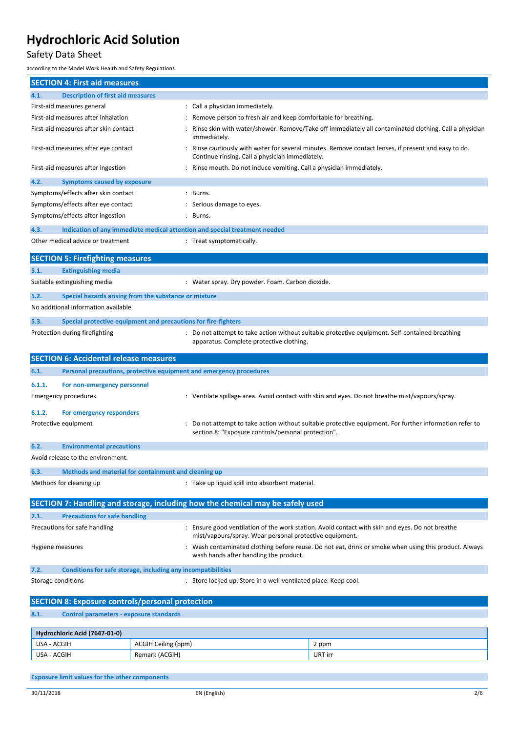## SECTION 4: First aid measures

### 4.1. Description of first aid measures

| | |
|---|---|
| First-aid measures general | : Call a physician immediately. |
| First-aid measures after inhalation | : Remove person to fresh air and keep comfortable for breathing. |
| First-aid measures after skin contact | : Rinse skin with water/shower. Remove/Take off immediately all contaminated clothing. Call a physician immediately. |
| First-aid measures after eye contact | : Rinse cautiously with water for several minutes. Remove contact lenses, if present and easy to do. Continue rinsing. Call a physician immediately. |
| First-aid measures after ingestion | : Rinse mouth. Do not induce vomiting. Call a physician immediately. |

### 4.2. Symptoms caused by exposure

| | |
|---|---|
| Symptoms/effects after skin contact | : Burns. |
| Symptoms/effects after eye contact | : Serious damage to eyes. |
| Symptoms/effects after ingestion | : Burns. |

### 4.3. Indication of any immediate medical attention and special treatment needed

| | |
|---|---|
| Other medical advice or treatment | : Treat symptomatically. |

## SECTION 5: Firefighting measures

### 5.1. Extinguishing media

| | |
|---|---|
| Suitable extinguishing media | : Water spray. Dry powder. Foam. Carbon dioxide. |

### 5.2. Special hazards arising from the substance or mixture

No additional information available

### 5.3. Special protective equipment and precautions for fire-fighters

| | |
|---|---|
| Protection during firefighting | : Do not attempt to take action without suitable protective equipment. Self-contained breathing apparatus. Complete protective clothing. |

## SECTION 6: Accidental release measures

### 6.1. Personal precautions, protective equipment and emergency procedures

#### 6.1.1. For non-emergency personnel

| | |
|---|---|
| Emergency procedures | : Ventilate spillage area. Avoid contact with skin and eyes. Do not breathe mist/vapours/spray. |

#### 6.1.2. For emergency responders

| | |
|---|---|
| Protective equipment | : Do not attempt to take action without suitable protective equipment. For further information refer to section 8: "Exposure controls/personal protection". |

### 6.2. Environmental precautions

Avoid release to the environment.

### 6.3. Methods and material for containment and cleaning up

| | |
|---|---|
| Methods for cleaning up | : Take up liquid spill into absorbent material. |

## SECTION 7: Handling and storage, including how the chemical may be safely used

### 7.1. Precautions for safe handling

| | |
|---|---|
| Precautions for safe handling | : Ensure good ventilation of the work station. Avoid contact with skin and eyes. Do not breathe mist/vapours/spray. Wear personal protective equipment. |
| Hygiene measures | : Wash contaminated clothing before reuse. Do not eat, drink or smoke when using this product. Always wash hands after handling the product. |

### 7.2. Conditions for safe storage, including any incompatibilities

| | |
|---|---|
| Storage conditions | : Store locked up. Store in a well-ventilated place. Keep cool. |

## SECTION 8: Exposure controls/personal protection

### 8.1. Control parameters - exposure standards

| Hydrochloric Acid (7647-01-0) | | |
|---|---|---|
| USA - ACGIH | ACGIH Ceiling (ppm) | 2 ppm |
| USA - ACGIH | Remark (ACGIH) | URT irr |

**Exposure limit values for the other components**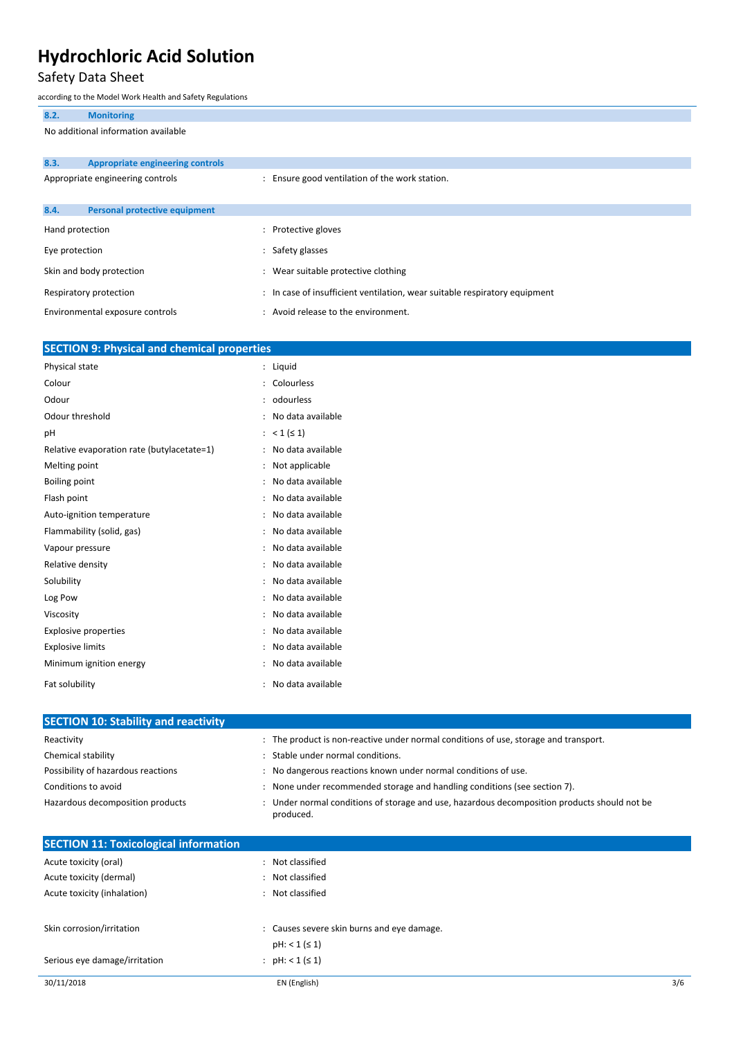### 8.2. Monitoring

No additional information available

### 8.3. Appropriate engineering controls

| | |
|---|---|
| Appropriate engineering controls | : Ensure good ventilation of the work station. |

### 8.4. Personal protective equipment

| | |
|---|---|
| Hand protection | : Protective gloves |
| Eye protection | : Safety glasses |
| Skin and body protection | : Wear suitable protective clothing |
| Respiratory protection | : In case of insufficient ventilation, wear suitable respiratory equipment |
| Environmental exposure controls | : Avoid release to the environment. |

## SECTION 9: Physical and chemical properties

| | |
|---|---|
| Physical state | : Liquid |
| Colour | : Colourless |
| Odour | : odourless |
| Odour threshold | : No data available |
| pH | : < 1 (≤ 1) |
| Relative evaporation rate (butylacetate=1) | : No data available |
| Melting point | : Not applicable |
| Boiling point | : No data available |
| Flash point | : No data available |
| Auto-ignition temperature | : No data available |
| Flammability (solid, gas) | : No data available |
| Vapour pressure | : No data available |
| Relative density | : No data available |
| Solubility | : No data available |
| Log Pow | : No data available |
| Viscosity | : No data available |
| Explosive properties | : No data available |
| Explosive limits | : No data available |
| Minimum ignition energy | : No data available |
| Fat solubility | : No data available |

## SECTION 10: Stability and reactivity

| | |
|---|---|
| Reactivity | : The product is non-reactive under normal conditions of use, storage and transport. |
| Chemical stability | : Stable under normal conditions. |
| Possibility of hazardous reactions | : No dangerous reactions known under normal conditions of use. |
| Conditions to avoid | : None under recommended storage and handling conditions (see section 7). |
| Hazardous decomposition products | : Under normal conditions of storage and use, hazardous decomposition products should not be produced. |

## SECTION 11: Toxicological information

| | |
|---|---|
| Acute toxicity (oral) | : Not classified |
| Acute toxicity (dermal) | : Not classified |
| Acute toxicity (inhalation) | : Not classified |
| Skin corrosion/irritation | : Causes severe skin burns and eye damage. pH: < 1 (≤ 1) |
| Serious eye damage/irritation | : pH: < 1 (≤ 1) |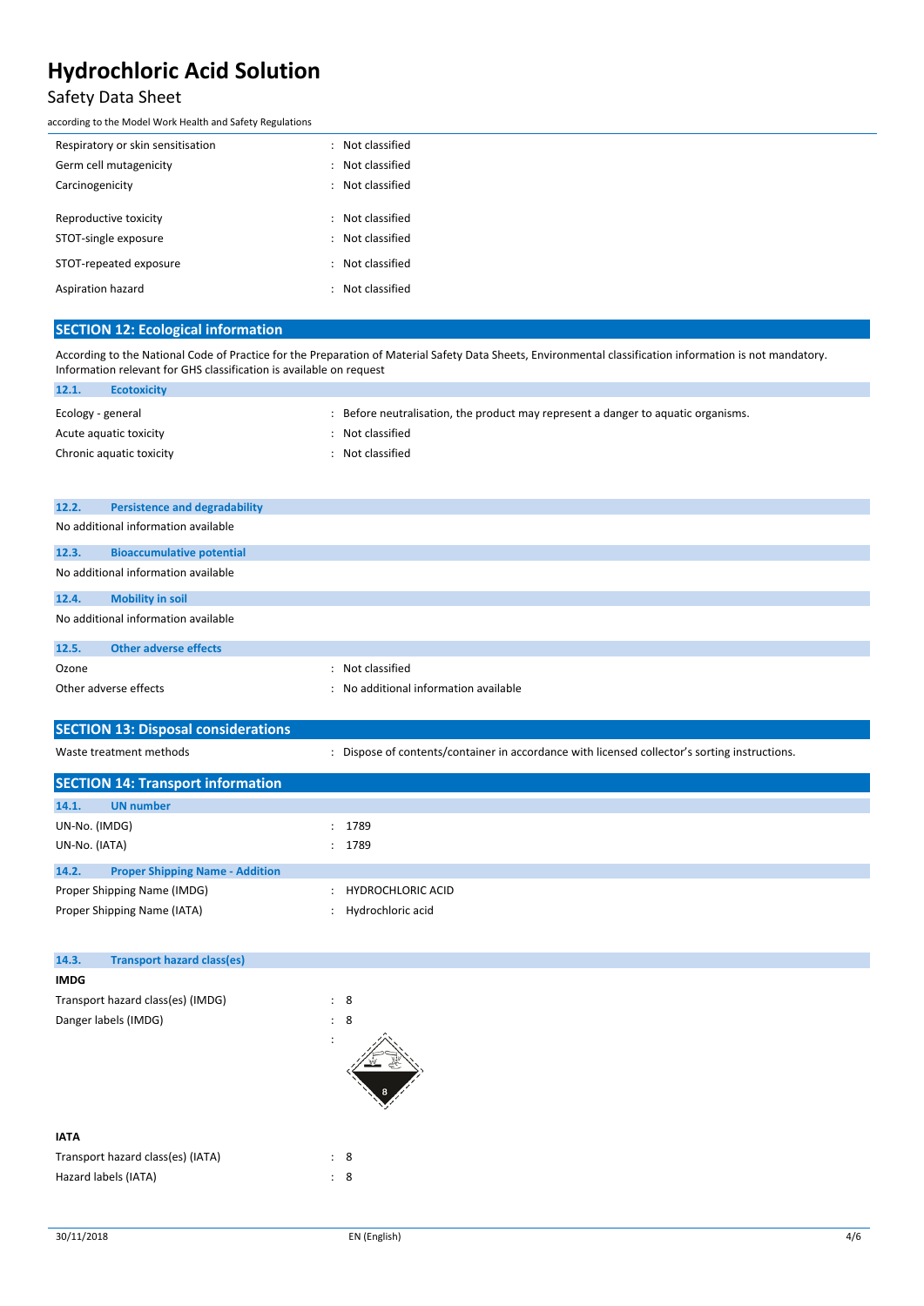| | |
|---|---|
| Respiratory or skin sensitisation | : Not classified |
| Germ cell mutagenicity | : Not classified |
| Carcinogenicity | : Not classified |
| Reproductive toxicity | : Not classified |
| STOT-single exposure | : Not classified |
| STOT-repeated exposure | : Not classified |
| Aspiration hazard | : Not classified |

## SECTION 12: Ecological information

According to the National Code of Practice for the Preparation of Material Safety Data Sheets, Environmental classification information is not mandatory. Information relevant for GHS classification is available on request

### 12.1. Ecotoxicity

| | |
|---|---|
| Ecology - general | : Before neutralisation, the product may represent a danger to aquatic organisms. |
| Acute aquatic toxicity | : Not classified |
| Chronic aquatic toxicity | : Not classified |

### 12.2. Persistence and degradability

No additional information available

### 12.3. Bioaccumulative potential

No additional information available

### 12.4. Mobility in soil

No additional information available

### 12.5. Other adverse effects

| | |
|---|---|
| Ozone | : Not classified |
| Other adverse effects | : No additional information available |

## SECTION 13: Disposal considerations

| | |
|---|---|
| Waste treatment methods | : Dispose of contents/container in accordance with licensed collector's sorting instructions. |

## SECTION 14: Transport information

### 14.1. UN number

| | |
|---|---|
| UN-No. (IMDG) | : 1789 |
| UN-No. (IATA) | : 1789 |

### 14.2. Proper Shipping Name - Addition

| | |
|---|---|
| Proper Shipping Name (IMDG) | : HYDROCHLORIC ACID |
| Proper Shipping Name (IATA) | : Hydrochloric acid |

### 14.3. Transport hazard class(es)

**IMDG**

| | |
|---|---|
| Transport hazard class(es) (IMDG) | : 8 |
| Danger labels (IMDG) | : 8 |
| | : |

**IATA**

| | |
|---|---|
| Transport hazard class(es) (IATA) | : 8 |
| Hazard labels (IATA) | : 8 |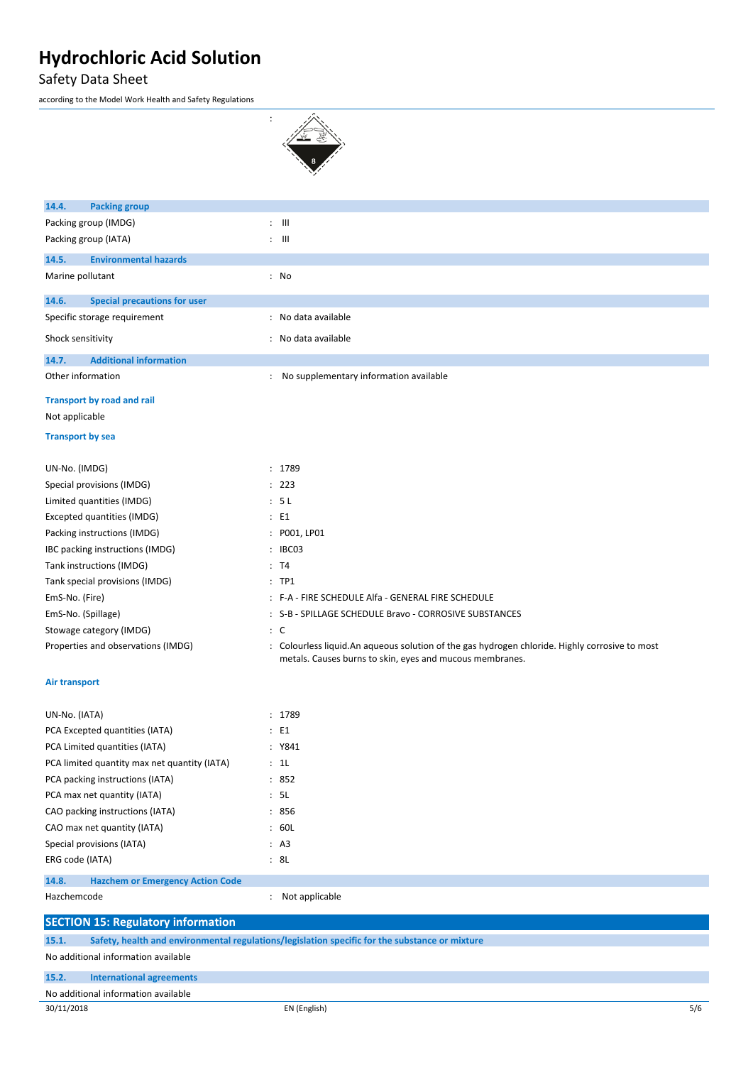:

### 14.4. Packing group

| | |
|---|---|
| Packing group (IMDG) | : III |
| Packing group (IATA) | : III |

### 14.5. Environmental hazards

| | |
|---|---|
| Marine pollutant | : No |

### 14.6. Special precautions for user

| | |
|---|---|
| Specific storage requirement | : No data available |
| Shock sensitivity | : No data available |

### 14.7. Additional information

| | |
|---|---|
| Other information | : No supplementary information available |

**Transport by road and rail**

Not applicable

**Transport by sea**

| | |
|---|---|
| UN-No. (IMDG) | : 1789 |
| Special provisions (IMDG) | : 223 |
| Limited quantities (IMDG) | : 5 L |
| Excepted quantities (IMDG) | : E1 |
| Packing instructions (IMDG) | : P001, LP01 |
| IBC packing instructions (IMDG) | : IBC03 |
| Tank instructions (IMDG) | : T4 |
| Tank special provisions (IMDG) | : TP1 |
| EmS-No. (Fire) | : F-A - FIRE SCHEDULE Alfa - GENERAL FIRE SCHEDULE |
| EmS-No. (Spillage) | : S-B - SPILLAGE SCHEDULE Bravo - CORROSIVE SUBSTANCES |
| Stowage category (IMDG) | : C |
| Properties and observations (IMDG) | : Colourless liquid.An aqueous solution of the gas hydrogen chloride. Highly corrosive to most metals. Causes burns to skin, eyes and mucous membranes. |

**Air transport**

| | |
|---|---|
| UN-No. (IATA) | : 1789 |
| PCA Excepted quantities (IATA) | : E1 |
| PCA Limited quantities (IATA) | : Y841 |
| PCA limited quantity max net quantity (IATA) | : 1L |
| PCA packing instructions (IATA) | : 852 |
| PCA max net quantity (IATA) | : 5L |
| CAO packing instructions (IATA) | : 856 |
| CAO max net quantity (IATA) | : 60L |
| Special provisions (IATA) | : A3 |
| ERG code (IATA) | : 8L |

### 14.8. Hazchem or Emergency Action Code

| | |
|---|---|
| Hazchemcode | : Not applicable |

## SECTION 15: Regulatory information

### 15.1. Safety, health and environmental regulations/legislation specific for the substance or mixture

No additional information available

### 15.2. International agreements

No additional information available

30/11/2018 EN (English)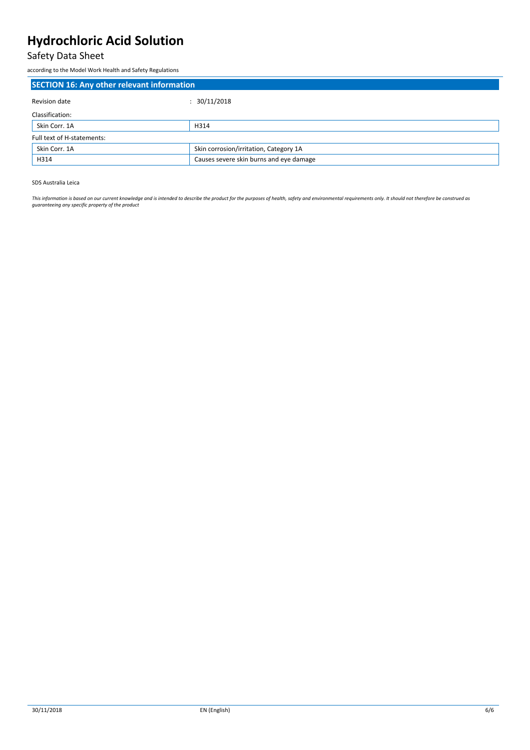## SECTION 16: Any other relevant information

Revision date : 30/11/2018

Classification:

| | |
|---|---|
| Skin Corr. 1A | H314 |

Full text of H-statements:

| | |
|---|---|
| Skin Corr. 1A | Skin corrosion/irritation, Category 1A |
| H314 | Causes severe skin burns and eye damage |

SDS Australia Leica

*This information is based on our current knowledge and is intended to describe the product for the purposes of health, safety and environmental requirements only. It should not therefore be construed as guaranteeing any specific property of the product*